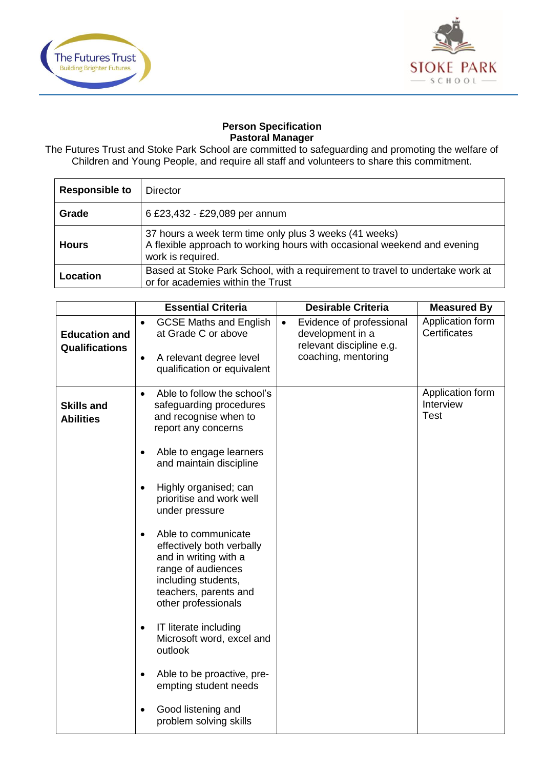**Person Specification**
**Pastoral Manager**

The Futures Trust and Stoke Park School are committed to safeguarding and promoting the welfare of Children and Young People, and require all staff and volunteers to share this commitment.

| **Responsible to** | Director |
|---|---|
| **Grade** | 6 £23,432 - £29,089 per annum |
| **Hours** | 37 hours a week term time only plus 3 weeks (41 weeks)<br>A flexible approach to working hours with occasional weekend and evening work is required. |
| **Location** | Based at Stoke Park School, with a requirement to travel to undertake work at or for academies within the Trust |

| | **Essential Criteria** | **Desirable Criteria** | **Measured By** |
|---|---|---|---|
| **Education and Qualifications** | • GCSE Maths and English at Grade C or above<br>• A relevant degree level qualification or equivalent | • Evidence of professional development in a relevant discipline e.g. coaching, mentoring | Application form<br>Certificates |
| **Skills and Abilities** | • Able to follow the school's safeguarding procedures and recognise when to report any concerns<br>• Able to engage learners and maintain discipline<br>• Highly organised; can prioritise and work well under pressure<br>• Able to communicate effectively both verbally and in writing with a range of audiences including students, teachers, parents and other professionals<br>• IT literate including Microsoft word, excel and outlook<br>• Able to be proactive, pre-empting student needs<br>• Good listening and problem solving skills | | Application form<br>Interview<br>Test |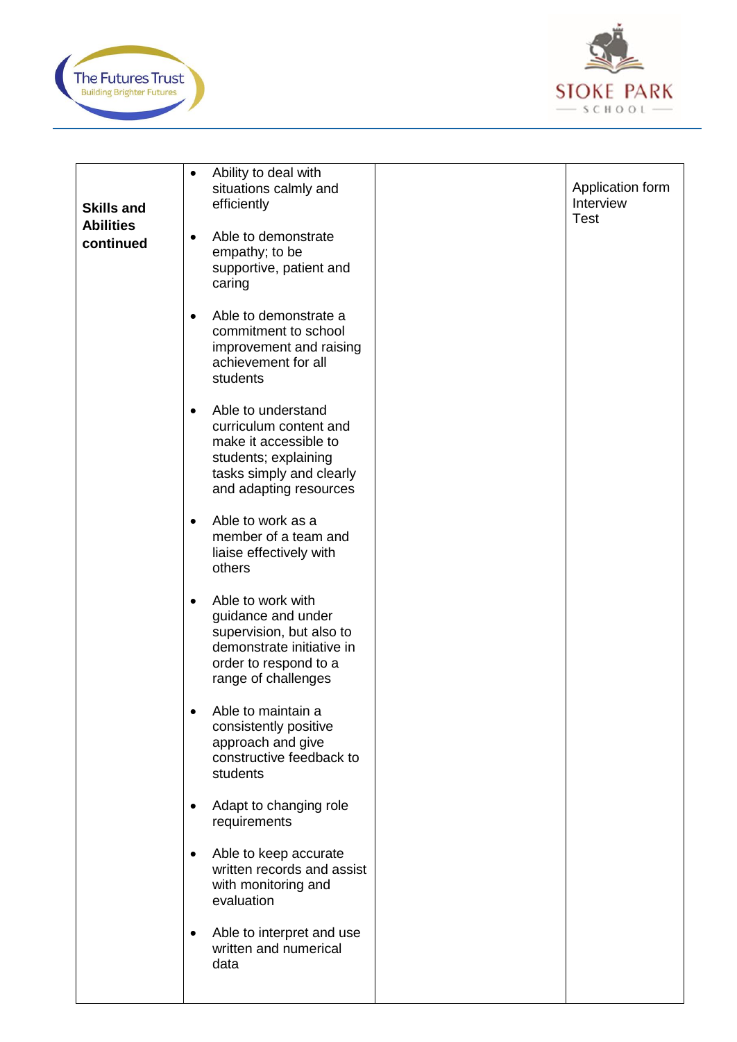| Skills and Abilities continued | • Ability to deal with situations calmly and efficiently<br>• Able to demonstrate empathy; to be supportive, patient and caring<br>• Able to demonstrate a commitment to school improvement and raising achievement for all students<br>• Able to understand curriculum content and make it accessible to students; explaining tasks simply and clearly and adapting resources<br>• Able to work as a member of a team and liaise effectively with others<br>• Able to work with guidance and under supervision, but also to demonstrate initiative in order to respond to a range of challenges<br>• Able to maintain a consistently positive approach and give constructive feedback to students<br>• Adapt to changing role requirements<br>• Able to keep accurate written records and assist with monitoring and evaluation<br>• Able to interpret and use written and numerical data | | Application form<br>Interview<br>Test |
|---|---|---|---|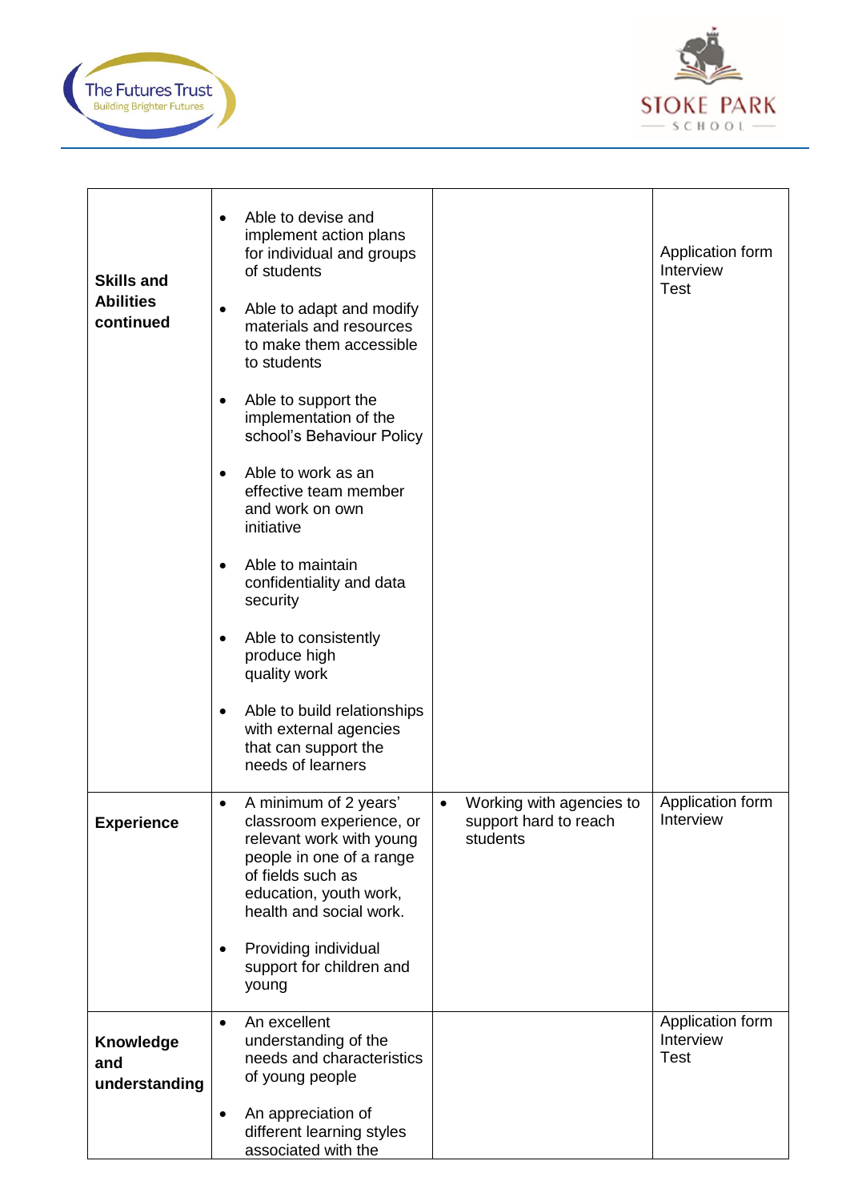| | | | |
|---|---|---|---|
| **Skills and Abilities continued** | • Able to devise and implement action plans for individual and groups of students<br>• Able to adapt and modify materials and resources to make them accessible to students<br>• Able to support the implementation of the school's Behaviour Policy<br>• Able to work as an effective team member and work on own initiative<br>• Able to maintain confidentiality and data security<br>• Able to consistently produce high quality work<br>• Able to build relationships with external agencies that can support the needs of learners | | Application form<br>Interview<br>Test |
| **Experience** | • A minimum of 2 years' classroom experience, or relevant work with young people in one of a range of fields such as education, youth work, health and social work.<br>• Providing individual support for children and young | • Working with agencies to support hard to reach students | Application form<br>Interview |
| **Knowledge and understanding** | • An excellent understanding of the needs and characteristics of young people<br>• An appreciation of different learning styles associated with the | | Application form<br>Interview<br>Test |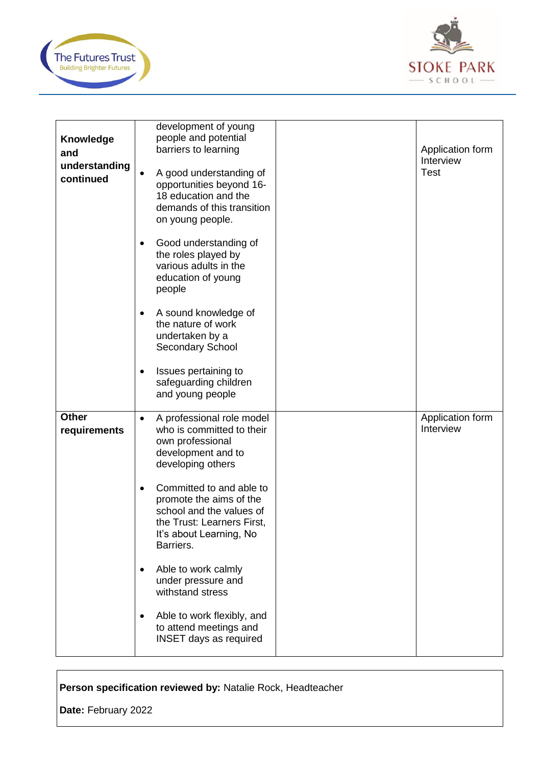| | | | |
|---|---|---|---|
| **Knowledge and understanding continued** | development of young people and potential barriers to learning<br>• A good understanding of opportunities beyond 16-18 education and the demands of this transition on young people.<br>• Good understanding of the roles played by various adults in the education of young people<br>• A sound knowledge of the nature of work undertaken by a Secondary School<br>• Issues pertaining to safeguarding children and young people | | Application form<br>Interview<br>Test |
| **Other requirements** | • A professional role model who is committed to their own professional development and to developing others<br>• Committed to and able to promote the aims of the school and the values of the Trust: Learners First, It's about Learning, No Barriers.<br>• Able to work calmly under pressure and withstand stress<br>• Able to work flexibly, and to attend meetings and INSET days as required | | Application form<br>Interview |

**Person specification reviewed by:** Natalie Rock, Headteacher

**Date:** February 2022